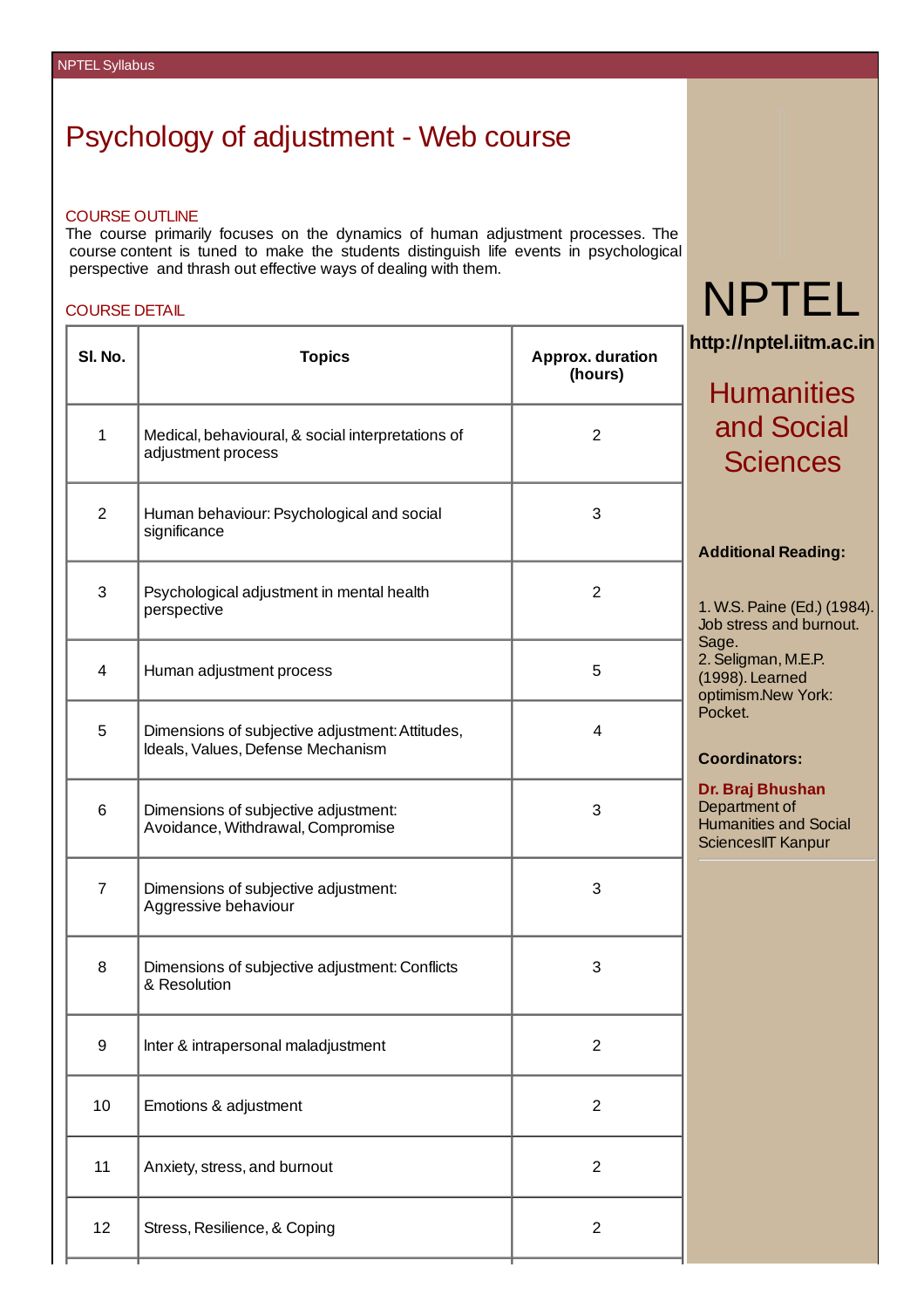# Psychology of adjustment - Web course

## COURSE OUTLINE

The course primarily focuses on the dynamics of human adjustment processes. The course content is tuned to make the students distinguish life events in psychological perspective and thrash out effective ways of dealing with them.

## COURSE DETAIL

| Sl. No. | Topics | Approx. duration (hours) |
|---|---|---|
| 1 | Medical, behavioural, & social interpretations of adjustment process | 2 |
| 2 | Human behaviour: Psychological and social significance | 3 |
| 3 | Psychological adjustment in mental health perspective | 2 |
| 4 | Human adjustment process | 5 |
| 5 | Dimensions of subjective adjustment: Attitudes, Ideals, Values, Defense Mechanism | 4 |
| 6 | Dimensions of subjective adjustment: Avoidance, Withdrawal, Compromise | 3 |
| 7 | Dimensions of subjective adjustment: Aggressive behaviour | 3 |
| 8 | Dimensions of subjective adjustment: Conflicts & Resolution | 3 |
| 9 | Inter & intrapersonal maladjustment | 2 |
| 10 | Emotions & adjustment | 2 |
| 11 | Anxiety, stress, and burnout | 2 |
| 12 | Stress, Resilience, & Coping | 2 |

NPTEL

http://nptel.iitm.ac.in

## Humanities and Social Sciences

**Additional Reading:**

1. W.S. Paine (Ed.) (1984). Job stress and burnout. Sage.
2. Seligman, M.E.P. (1998). Learned optimism.New York: Pocket.

**Coordinators:**

**Dr. Braj Bhushan**
Department of Humanities and Social SciencesIIT Kanpur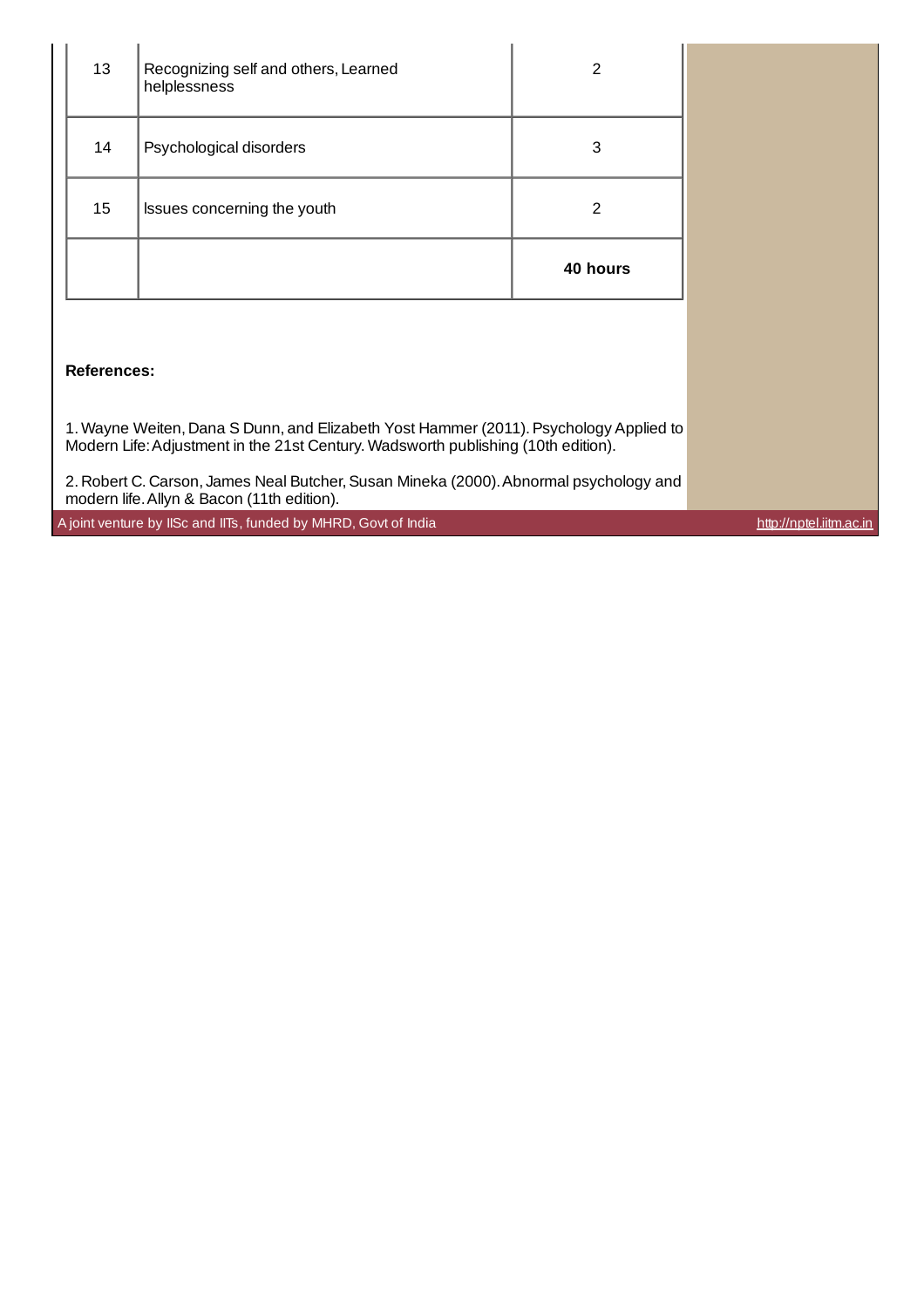| | | |
|---|---|---|
| 13 | Recognizing self and others, Learned helplessness | 2 |
| 14 | Psychological disorders | 3 |
| 15 | Issues concerning the youth | 2 |
| | | **40 hours** |

**References:**

1. Wayne Weiten, Dana S Dunn, and Elizabeth Yost Hammer (2011). Psychology Applied to Modern Life: Adjustment in the 21st Century. Wadsworth publishing (10th edition).

2. Robert C. Carson, James Neal Butcher, Susan Mineka (2000). Abnormal psychology and modern life. Allyn & Bacon (11th edition).

A joint venture by IISc and IITs, funded by MHRD, Govt of India http://nptel.iitm.ac.in